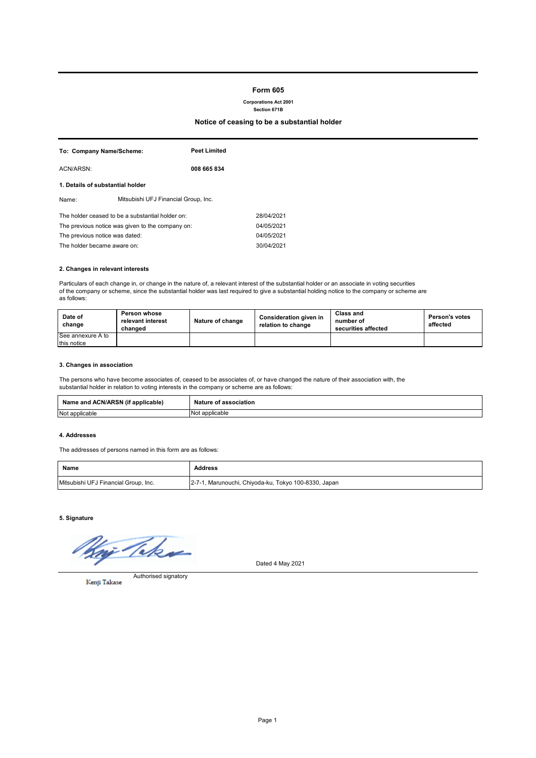# Form 605

**Corporations Act 2001**
**Section 671B**

## Notice of ceasing to be a substantial holder

**To: Company Name/Scheme:** **Peet Limited**

ACN/ARSN: **008 665 834**

### 1. Details of substantial holder

Name: Mitsubishi UFJ Financial Group, Inc.

The holder ceased to be a substantial holder on: 28/04/2021
The previous notice was given to the company on: 04/05/2021
The previous notice was dated: 04/05/2021
The holder became aware on: 30/04/2021

### 2. Changes in relevant interests

Particulars of each change in, or change in the nature of, a relevant interest of the substantial holder or an associate in voting securities of the company or scheme, since the substantial holder was last required to give a substantial holding notice to the company or scheme are as follows:

| Date of change | Person whose relevant interest changed | Nature of change | Consideration given in relation to change | Class and number of securities affected | Person's votes affected |
|---|---|---|---|---|---|
| See annexure A to this notice | | | | | |

### 3. Changes in association

The persons who have become associates of, ceased to be associates of, or have changed the nature of their association with, the substantial holder in relation to voting interests in the company or scheme are as follows:

| Name and ACN/ARSN (if applicable) | Nature of association |
|---|---|
| Not applicable | Not applicable |

### 4. Addresses

The addresses of persons named in this form are as follows:

| Name | Address |
|---|---|
| Mitsubishi UFJ Financial Group, Inc. | 2-7-1, Marunouchi, Chiyoda-ku, Tokyo 100-8330, Japan |

### 5. Signature

Dated 4 May 2021

Kenji Takase
Authorised signatory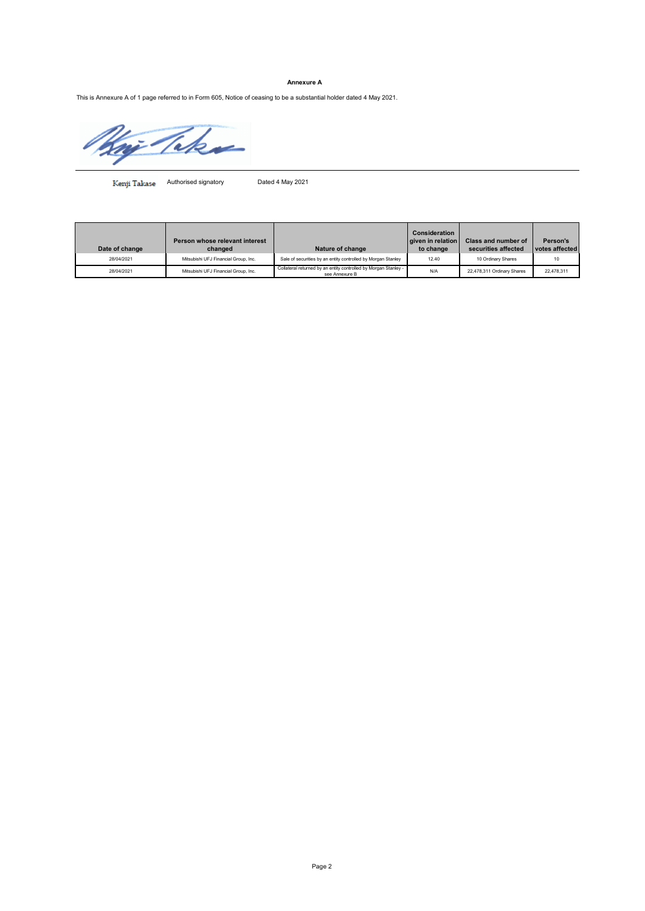**Annexure A**

This is Annexure A of 1 page referred to in Form 605, Notice of ceasing to be a substantial holder dated 4 May 2021.

Kenji Takase    Authorised signatory    Dated 4 May 2021

| Date of change | Person whose relevant interest changed | Nature of change | Consideration given in relation to change | Class and number of securities affected | Person's votes affected |
|---|---|---|---|---|---|
| 28/04/2021 | Mitsubishi UFJ Financial Group, Inc. | Sale of securities by an entity controlled by Morgan Stanley | 12.40 | 10 Ordinary Shares | 10 |
| 28/04/2021 | Mitsubishi UFJ Financial Group, Inc. | Collateral returned by an entity controlled by Morgan Stanley - see Annexure B | N/A | 22,478,311 Ordinary Shares | 22,478,311 |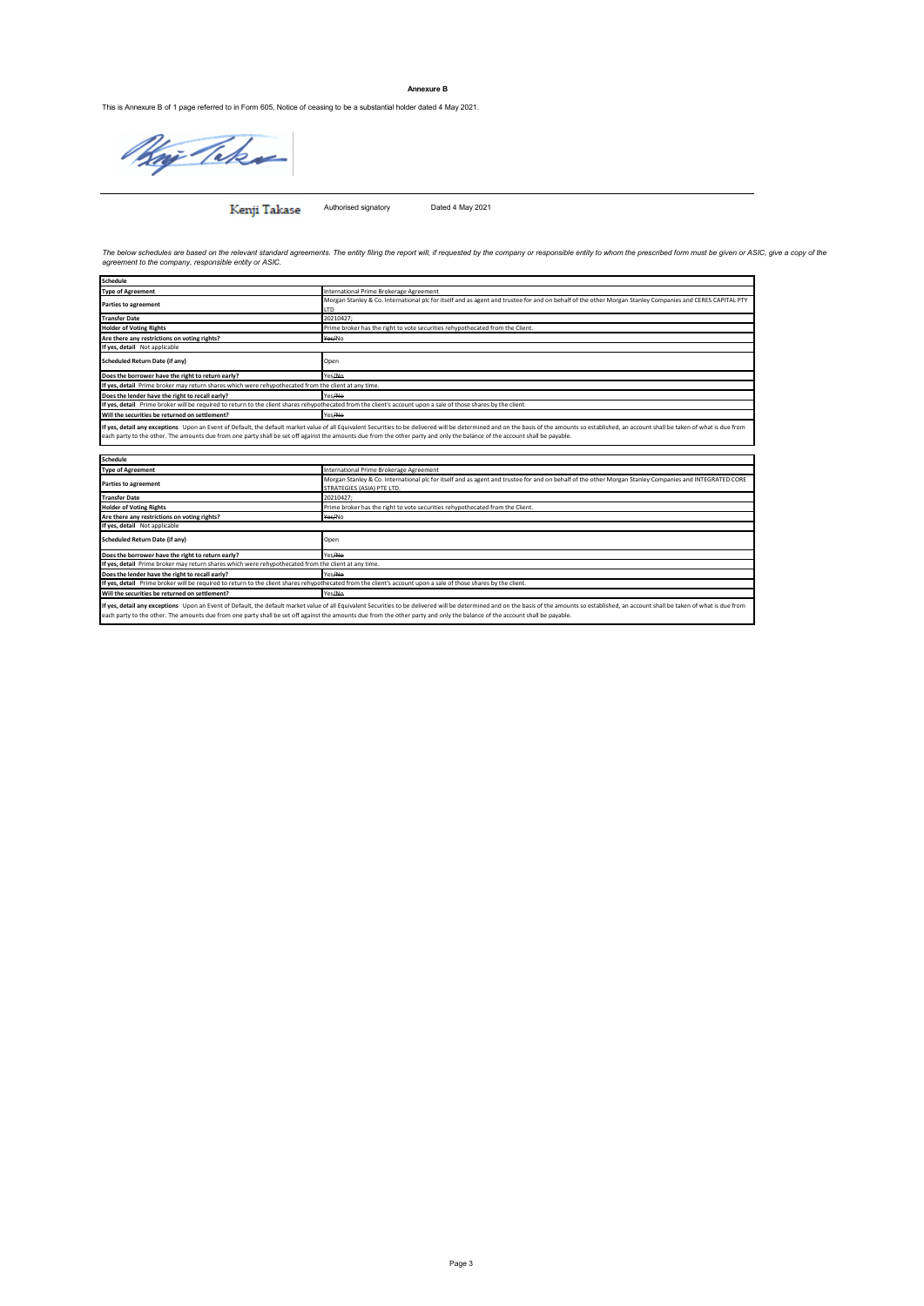**Annexure B**

This is Annexure B of 1 page referred to in Form 605, Notice of ceasing to be a substantial holder dated 4 May 2021.

Kenji Takase | Authorised signatory | Dated 4 May 2021

*The below schedules are based on the relevant standard agreements. The entity filing the report will, if requested by the company or responsible entity to whom the prescribed form must be given or ASIC, give a copy of the agreement to the company, responsible entity or ASIC.*

| **Schedule** | |
|---|---|
| **Type of Agreement** | International Prime Brokerage Agreement |
| **Parties to agreement** | Morgan Stanley & Co. International plc for itself and as agent and trustee for and on behalf of the other Morgan Stanley Companies and CERES CAPITAL PTY LTD |
| **Transfer Date** | 20210427; |
| **Holder of Voting Rights** | Prime broker has the right to vote securities rehypothecated from the Client. |
| **Are there any restrictions on voting rights?** | ~~Yes~~/No |
| **If yes, detail** Not applicable | |
| **Scheduled Return Date (if any)** | Open |
| **Does the borrower have the right to return early?** | Yes/~~No~~ |
| **If yes, detail** Prime broker may return shares which were rehypothecated from the client at any time. | |
| **Does the lender have the right to recall early?** | Yes/~~No~~ |
| **If yes, detail** Prime broker will be required to return to the client shares rehypothecated from the client's account upon a sale of those shares by the client. | |
| **Will the securities be returned on settlement?** | Yes/~~No~~ |
| **If yes, detail any exceptions** Upon an Event of Default, the default market value of all Equivalent Securities to be delivered will be determined and on the basis of the amounts so established, an account shall be taken of what is due from each party to the other. The amounts due from one party shall be set off against the amounts due from the other party and only the balance of the account shall be payable. | |

| **Schedule** | |
|---|---|
| **Type of Agreement** | International Prime Brokerage Agreement |
| **Parties to agreement** | Morgan Stanley & Co. International plc for itself and as agent and trustee for and on behalf of the other Morgan Stanley Companies and INTEGRATED CORE STRATEGIES (ASIA) PTE LTD. |
| **Transfer Date** | 20210427; |
| **Holder of Voting Rights** | Prime broker has the right to vote securities rehypothecated from the Client. |
| **Are there any restrictions on voting rights?** | ~~Yes~~/No |
| **If yes, detail** Not applicable | |
| **Scheduled Return Date (if any)** | Open |
| **Does the borrower have the right to return early?** | Yes/~~No~~ |
| **If yes, detail** Prime broker may return shares which were rehypothecated from the client at any time. | |
| **Does the lender have the right to recall early?** | Yes/~~No~~ |
| **If yes, detail** Prime broker will be required to return to the client shares rehypothecated from the client's account upon a sale of those shares by the client. | |
| **Will the securities be returned on settlement?** | Yes/~~No~~ |
| **If yes, detail any exceptions** Upon an Event of Default, the default market value of all Equivalent Securities to be delivered will be determined and on the basis of the amounts so established, an account shall be taken of what is due from each party to the other. The amounts due from one party shall be set off against the amounts due from the other party and only the balance of the account shall be payable. | |